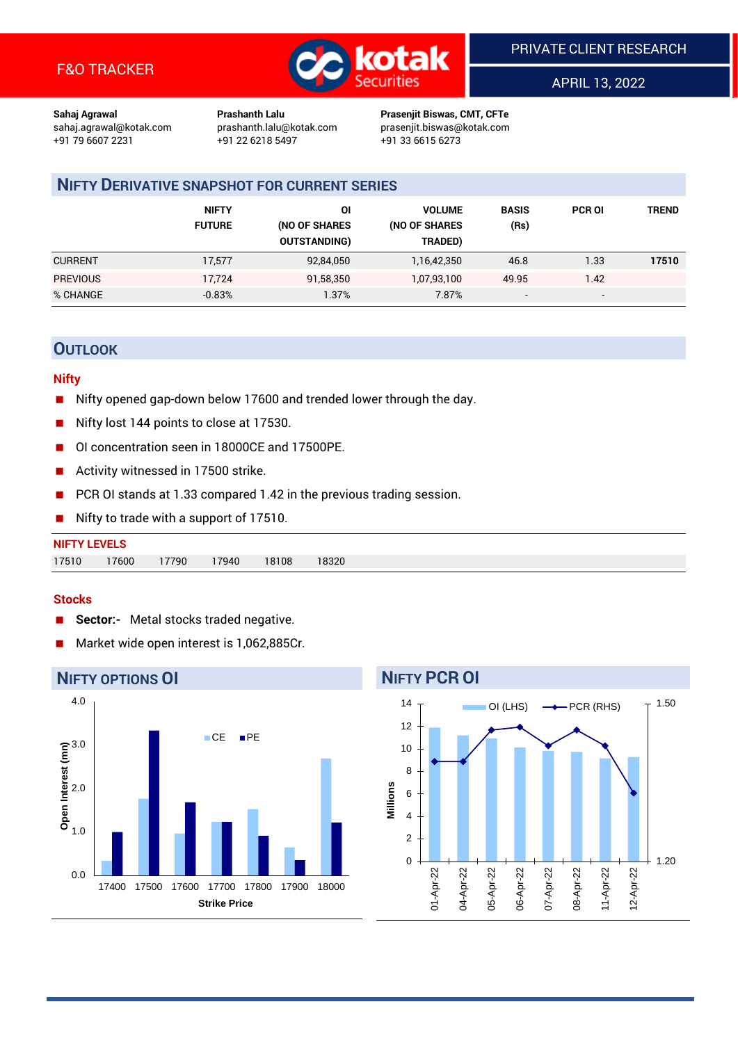F&O TRACKER

PRIVATE CLIENT RESEARCH

APRIL 13, 2022

**Sahaj Agrawal**
sahaj.agrawal@kotak.com
+91 79 6607 2231

**Prashanth Lalu**
prashanth.lalu@kotak.com
+91 22 6218 5497

**Prasenjit Biswas, CMT, CFTe**
prasenjit.biswas@kotak.com
+91 33 6615 6273

## NIFTY DERIVATIVE SNAPSHOT FOR CURRENT SERIES

| | NIFTY FUTURE | OI (NO OF SHARES OUTSTANDING) | VOLUME (NO OF SHARES TRADED) | BASIS (Rs) | PCR OI | TREND |
|---|---|---|---|---|---|---|
| CURRENT | 17,577 | 92,84,050 | 1,16,42,350 | 46.8 | 1.33 | **17510** |
| PREVIOUS | 17,724 | 91,58,350 | 1,07,93,100 | 49.95 | 1.42 | |
| % CHANGE | -0.83% | 1.37% | 7.87% | - | - | |

## OUTLOOK

### Nifty

- Nifty opened gap-down below 17600 and trended lower through the day.
- Nifty lost 144 points to close at 17530.
- OI concentration seen in 18000CE and 17500PE.
- Activity witnessed in 17500 strike.
- PCR OI stands at 1.33 compared 1.42 in the previous trading session.
- Nifty to trade with a support of 17510.

**NIFTY LEVELS**

| 17510 | 17600 | 17790 | 17940 | 18108 | 18320 |
|---|---|---|---|---|---|

### Stocks

- **Sector:-** Metal stocks traded negative.
- Market wide open interest is 1,062,885Cr.

## NIFTY OPTIONS OI

## NIFTY PCR OI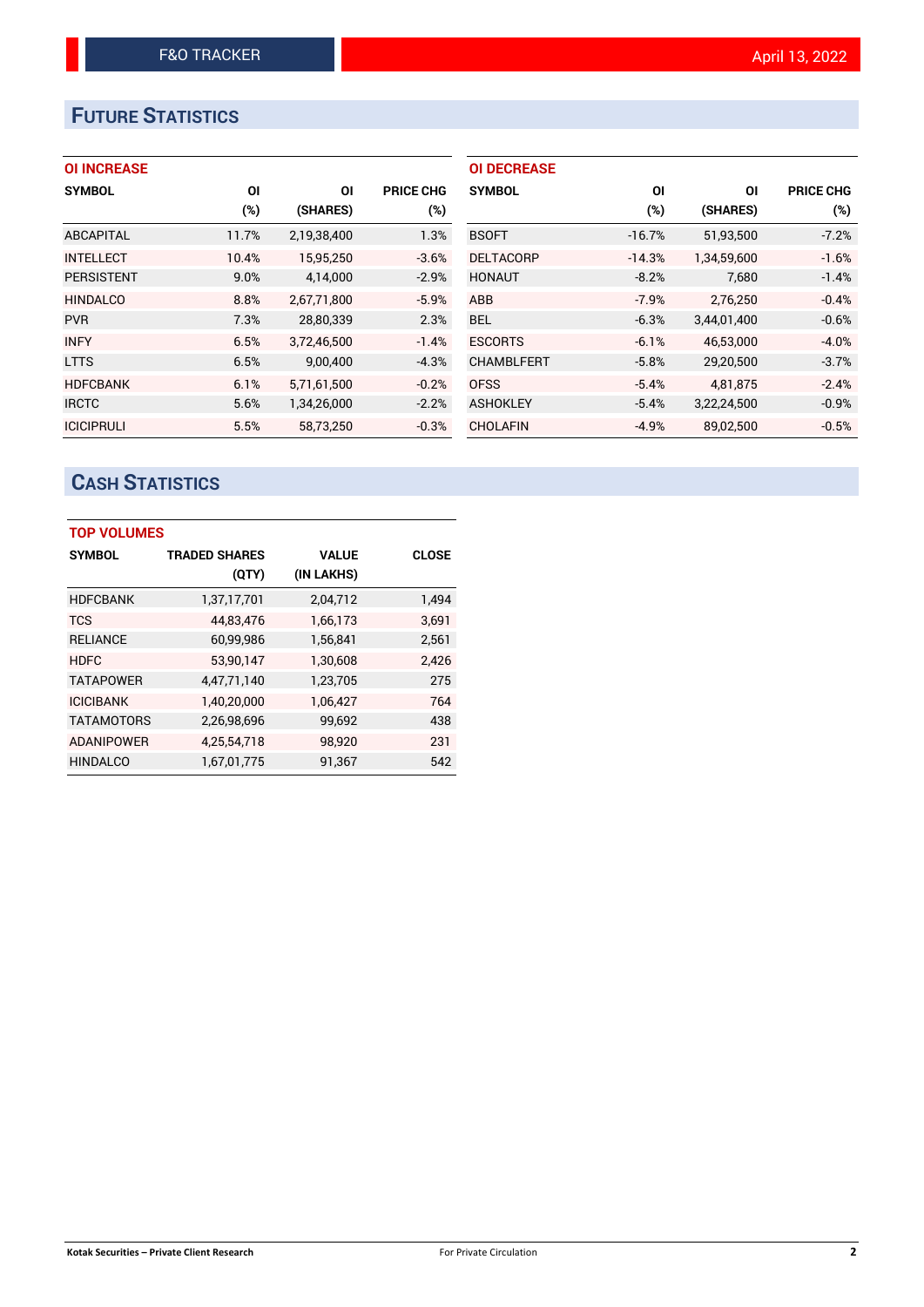## FUTURE STATISTICS

### OI INCREASE

| SYMBOL | OI (%) | OI (SHARES) | PRICE CHG (%) |
|---|---|---|---|
| ABCAPITAL | 11.7% | 2,19,38,400 | 1.3% |
| INTELLECT | 10.4% | 15,95,250 | -3.6% |
| PERSISTENT | 9.0% | 4,14,000 | -2.9% |
| HINDALCO | 8.8% | 2,67,71,800 | -5.9% |
| PVR | 7.3% | 28,80,339 | 2.3% |
| INFY | 6.5% | 3,72,46,500 | -1.4% |
| LTTS | 6.5% | 9,00,400 | -4.3% |
| HDFCBANK | 6.1% | 5,71,61,500 | -0.2% |
| IRCTC | 5.6% | 1,34,26,000 | -2.2% |
| ICICIPRULI | 5.5% | 58,73,250 | -0.3% |

### OI DECREASE

| SYMBOL | OI (%) | OI (SHARES) | PRICE CHG (%) |
|---|---|---|---|
| BSOFT | -16.7% | 51,93,500 | -7.2% |
| DELTACORP | -14.3% | 1,34,59,600 | -1.6% |
| HONAUT | -8.2% | 7,680 | -1.4% |
| ABB | -7.9% | 2,76,250 | -0.4% |
| BEL | -6.3% | 3,44,01,400 | -0.6% |
| ESCORTS | -6.1% | 46,53,000 | -4.0% |
| CHAMBLFERT | -5.8% | 29,20,500 | -3.7% |
| OFSS | -5.4% | 4,81,875 | -2.4% |
| ASHOKLEY | -5.4% | 3,22,24,500 | -0.9% |
| CHOLAFIN | -4.9% | 89,02,500 | -0.5% |

## CASH STATISTICS

### TOP VOLUMES

| SYMBOL | TRADED SHARES (QTY) | VALUE (IN LAKHS) | CLOSE |
|---|---|---|---|
| HDFCBANK | 1,37,17,701 | 2,04,712 | 1,494 |
| TCS | 44,83,476 | 1,66,173 | 3,691 |
| RELIANCE | 60,99,986 | 1,56,841 | 2,561 |
| HDFC | 53,90,147 | 1,30,608 | 2,426 |
| TATAPOWER | 4,47,71,140 | 1,23,705 | 275 |
| ICICIBANK | 1,40,20,000 | 1,06,427 | 764 |
| TATAMOTORS | 2,26,98,696 | 99,692 | 438 |
| ADANIPOWER | 4,25,54,718 | 98,920 | 231 |
| HINDALCO | 1,67,01,775 | 91,367 | 542 |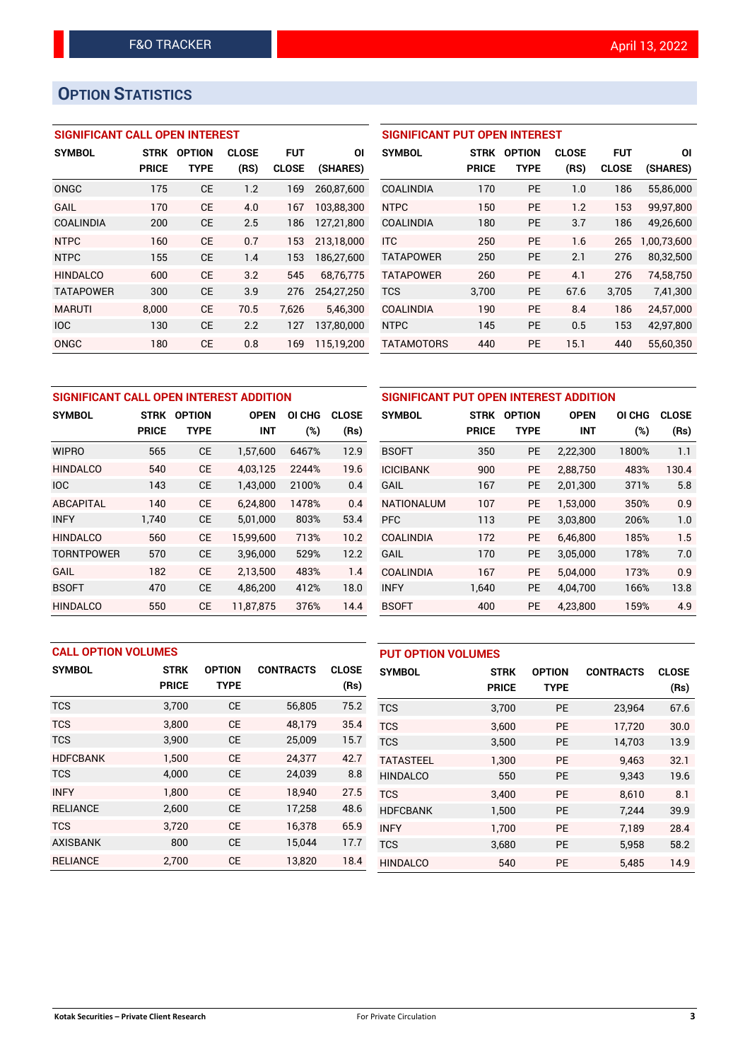# OPTION STATISTICS

### SIGNIFICANT CALL OPEN INTEREST

| SYMBOL | STRK PRICE | OPTION TYPE | CLOSE (RS) | FUT CLOSE | OI (SHARES) |
|---|---|---|---|---|---|
| ONGC | 175 | CE | 1.2 | 169 | 260,87,600 |
| GAIL | 170 | CE | 4.0 | 167 | 103,88,300 |
| COALINDIA | 200 | CE | 2.5 | 186 | 127,21,800 |
| NTPC | 160 | CE | 0.7 | 153 | 213,18,000 |
| NTPC | 155 | CE | 1.4 | 153 | 186,27,600 |
| HINDALCO | 600 | CE | 3.2 | 545 | 68,76,775 |
| TATAPOWER | 300 | CE | 3.9 | 276 | 254,27,250 |
| MARUTI | 8,000 | CE | 70.5 | 7,626 | 5,46,300 |
| IOC | 130 | CE | 2.2 | 127 | 137,80,000 |
| ONGC | 180 | CE | 0.8 | 169 | 115,19,200 |

### SIGNIFICANT PUT OPEN INTEREST

| SYMBOL | STRK PRICE | OPTION TYPE | CLOSE (RS) | FUT CLOSE | OI (SHARES) |
|---|---|---|---|---|---|
| COALINDIA | 170 | PE | 1.0 | 186 | 55,86,000 |
| NTPC | 150 | PE | 1.2 | 153 | 99,97,800 |
| COALINDIA | 180 | PE | 3.7 | 186 | 49,26,600 |
| ITC | 250 | PE | 1.6 | 265 | 1,00,73,600 |
| TATAPOWER | 250 | PE | 2.1 | 276 | 80,32,500 |
| TATAPOWER | 260 | PE | 4.1 | 276 | 74,58,750 |
| TCS | 3,700 | PE | 67.6 | 3,705 | 7,41,300 |
| COALINDIA | 190 | PE | 8.4 | 186 | 24,57,000 |
| NTPC | 145 | PE | 0.5 | 153 | 42,97,800 |
| TATAMOTORS | 440 | PE | 15.1 | 440 | 55,60,350 |

### SIGNIFICANT CALL OPEN INTEREST ADDITION

| SYMBOL | STRK PRICE | OPTION TYPE | OPEN INT | OI CHG (%) | CLOSE (Rs) |
|---|---|---|---|---|---|
| WIPRO | 565 | CE | 1,57,600 | 6467% | 12.9 |
| HINDALCO | 540 | CE | 4,03,125 | 2244% | 19.6 |
| IOC | 143 | CE | 1,43,000 | 2100% | 0.4 |
| ABCAPITAL | 140 | CE | 6,24,800 | 1478% | 0.4 |
| INFY | 1,740 | CE | 5,01,000 | 803% | 53.4 |
| HINDALCO | 560 | CE | 15,99,600 | 713% | 10.2 |
| TORNTPOWER | 570 | CE | 3,96,000 | 529% | 12.2 |
| GAIL | 182 | CE | 2,13,500 | 483% | 1.4 |
| BSOFT | 470 | CE | 4,86,200 | 412% | 18.0 |
| HINDALCO | 550 | CE | 11,87,875 | 376% | 14.4 |

### SIGNIFICANT PUT OPEN INTEREST ADDITION

| SYMBOL | STRK PRICE | OPTION TYPE | OPEN INT | OI CHG (%) | CLOSE (Rs) |
|---|---|---|---|---|---|
| BSOFT | 350 | PE | 2,22,300 | 1800% | 1.1 |
| ICICIBANK | 900 | PE | 2,88,750 | 483% | 130.4 |
| GAIL | 167 | PE | 2,01,300 | 371% | 5.8 |
| NATIONALUM | 107 | PE | 1,53,000 | 350% | 0.9 |
| PFC | 113 | PE | 3,03,800 | 206% | 1.0 |
| COALINDIA | 172 | PE | 6,46,800 | 185% | 1.5 |
| GAIL | 170 | PE | 3,05,000 | 178% | 7.0 |
| COALINDIA | 167 | PE | 5,04,000 | 173% | 0.9 |
| INFY | 1,640 | PE | 4,04,700 | 166% | 13.8 |
| BSOFT | 400 | PE | 4,23,800 | 159% | 4.9 |

### CALL OPTION VOLUMES

| SYMBOL | STRK PRICE | OPTION TYPE | CONTRACTS | CLOSE (Rs) |
|---|---|---|---|---|
| TCS | 3,700 | CE | 56,805 | 75.2 |
| TCS | 3,800 | CE | 48,179 | 35.4 |
| TCS | 3,900 | CE | 25,009 | 15.7 |
| HDFCBANK | 1,500 | CE | 24,377 | 42.7 |
| TCS | 4,000 | CE | 24,039 | 8.8 |
| INFY | 1,800 | CE | 18,940 | 27.5 |
| RELIANCE | 2,600 | CE | 17,258 | 48.6 |
| TCS | 3,720 | CE | 16,378 | 65.9 |
| AXISBANK | 800 | CE | 15,044 | 17.7 |
| RELIANCE | 2,700 | CE | 13,820 | 18.4 |

### PUT OPTION VOLUMES

| SYMBOL | STRK PRICE | OPTION TYPE | CONTRACTS | CLOSE (Rs) |
|---|---|---|---|---|
| TCS | 3,700 | PE | 23,964 | 67.6 |
| TCS | 3,600 | PE | 17,720 | 30.0 |
| TCS | 3,500 | PE | 14,703 | 13.9 |
| TATASTEEL | 1,300 | PE | 9,463 | 32.1 |
| HINDALCO | 550 | PE | 9,343 | 19.6 |
| TCS | 3,400 | PE | 8,610 | 8.1 |
| HDFCBANK | 1,500 | PE | 7,244 | 39.9 |
| INFY | 1,700 | PE | 7,189 | 28.4 |
| TCS | 3,680 | PE | 5,958 | 58.2 |
| HINDALCO | 540 | PE | 5,485 | 14.9 |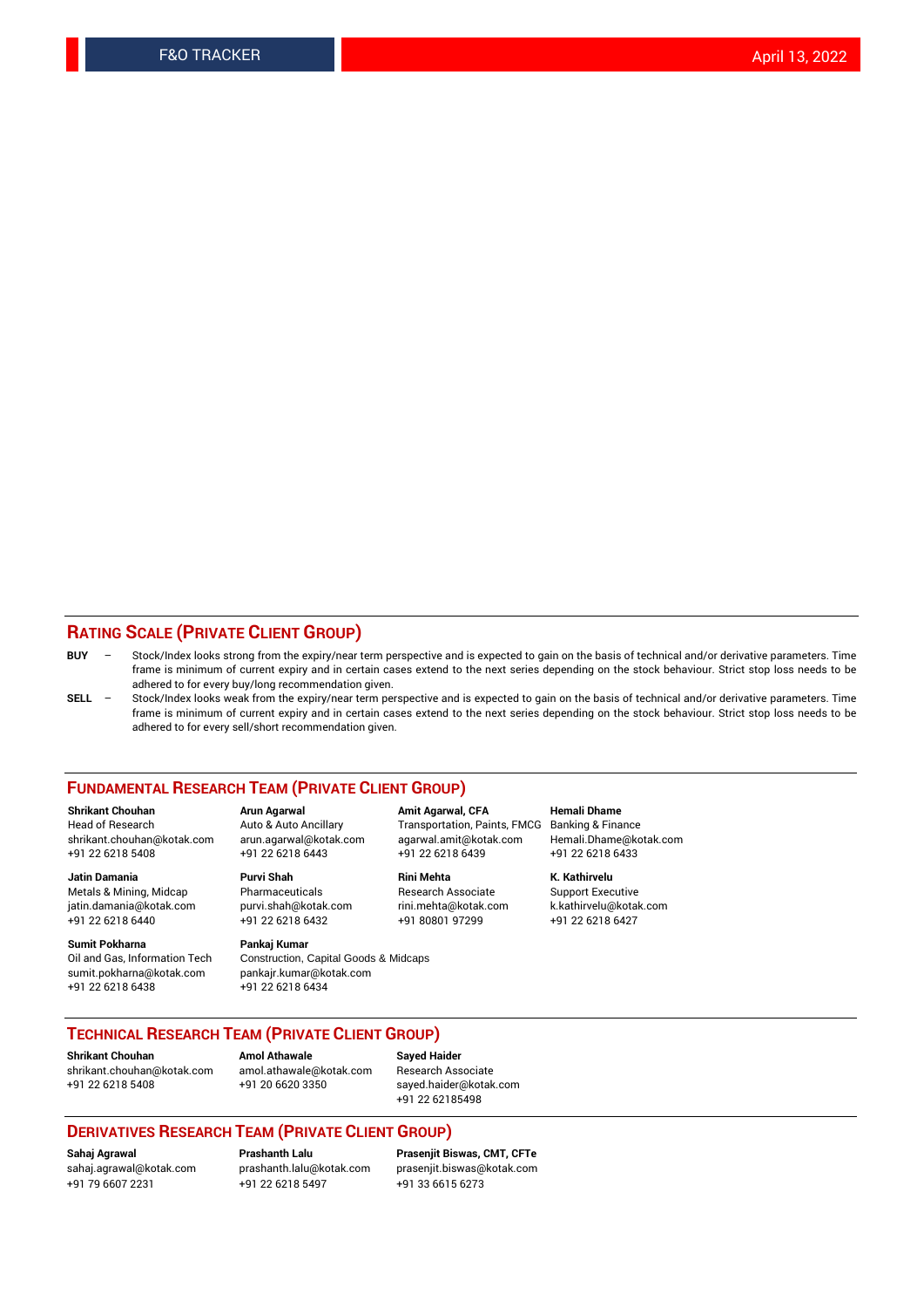## RATING SCALE (PRIVATE CLIENT GROUP)

**BUY** – Stock/Index looks strong from the expiry/near term perspective and is expected to gain on the basis of technical and/or derivative parameters. Time frame is minimum of current expiry and in certain cases extend to the next series depending on the stock behaviour. Strict stop loss needs to be adhered to for every buy/long recommendation given.

**SELL** – Stock/Index looks weak from the expiry/near term perspective and is expected to gain on the basis of technical and/or derivative parameters. Time frame is minimum of current expiry and in certain cases extend to the next series depending on the stock behaviour. Strict stop loss needs to be adhered to for every sell/short recommendation given.

## FUNDAMENTAL RESEARCH TEAM (PRIVATE CLIENT GROUP)

**Shrikant Chouhan**
Head of Research
shrikant.chouhan@kotak.com
+91 22 6218 5408

**Arun Agarwal**
Auto & Auto Ancillary
arun.agarwal@kotak.com
+91 22 6218 6443

**Amit Agarwal, CFA**
Transportation, Paints, FMCG
agarwal.amit@kotak.com
+91 22 6218 6439

**Hemali Dhame**
Banking & Finance
Hemali.Dhame@kotak.com
+91 22 6218 6433

**Jatin Damania**
Metals & Mining, Midcap
jatin.damania@kotak.com
+91 22 6218 6440

**Purvi Shah**
Pharmaceuticals
purvi.shah@kotak.com
+91 22 6218 6432

**Rini Mehta**
Research Associate
rini.mehta@kotak.com
+91 80801 97299

**K. Kathirvelu**
Support Executive
k.kathirvelu@kotak.com
+91 22 6218 6427

**Sumit Pokharna**
Oil and Gas, Information Tech
sumit.pokharna@kotak.com
+91 22 6218 6438

**Pankaj Kumar**
Construction, Capital Goods & Midcaps
pankajr.kumar@kotak.com
+91 22 6218 6434

## TECHNICAL RESEARCH TEAM (PRIVATE CLIENT GROUP)

**Shrikant Chouhan**
shrikant.chouhan@kotak.com
+91 22 6218 5408

**Amol Athawale**
amol.athawale@kotak.com
+91 20 6620 3350

**Sayed Haider**
Research Associate
sayed.haider@kotak.com
+91 22 62185498

## DERIVATIVES RESEARCH TEAM (PRIVATE CLIENT GROUP)

**Sahaj Agrawal**
sahaj.agrawal@kotak.com
+91 79 6607 2231

**Prashanth Lalu**
prashanth.lalu@kotak.com
+91 22 6218 5497

**Prasenjit Biswas, CMT, CFTe**
prasenjit.biswas@kotak.com
+91 33 6615 6273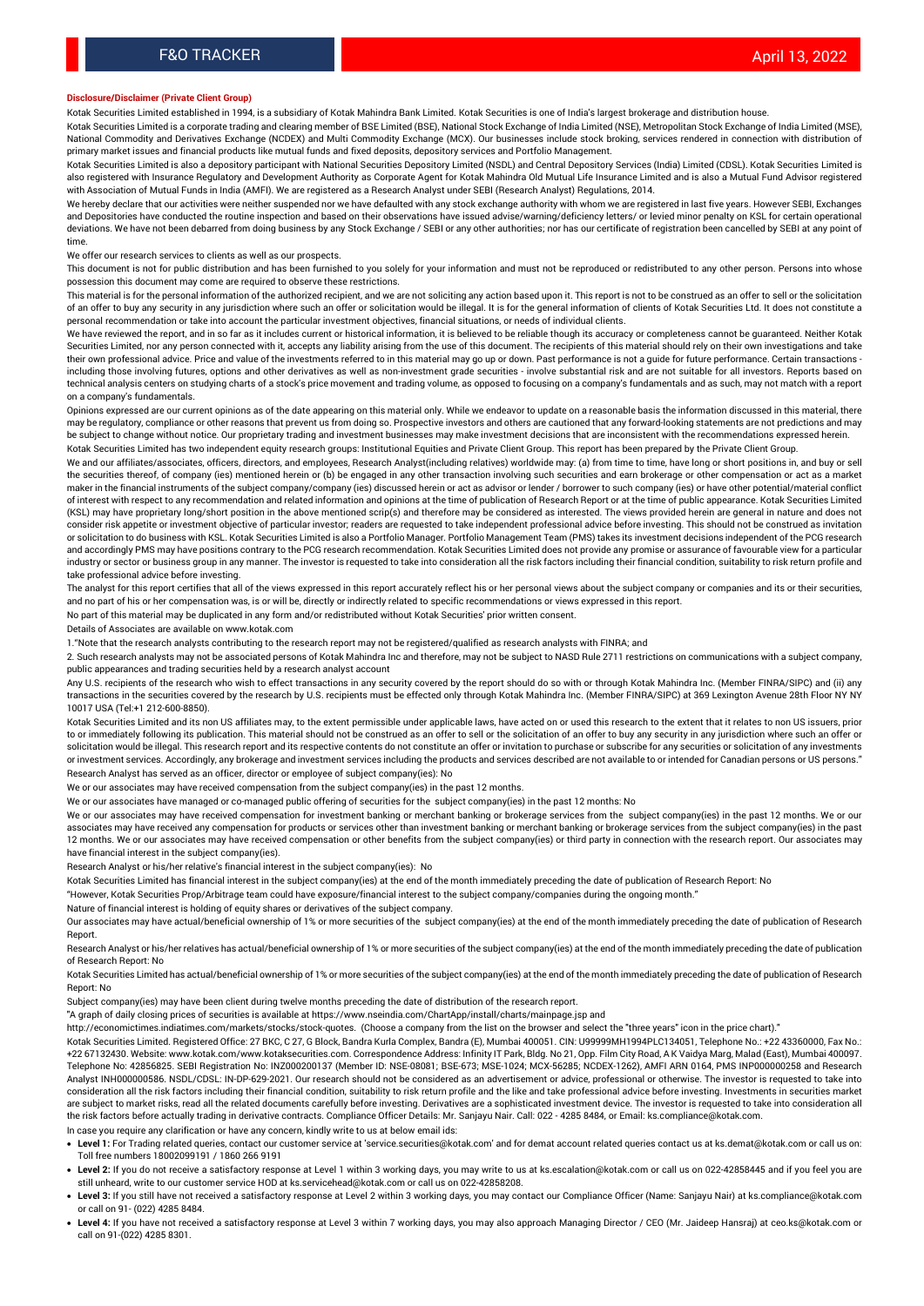**Disclosure/Disclaimer (Private Client Group)**

Kotak Securities Limited established in 1994, is a subsidiary of Kotak Mahindra Bank Limited. Kotak Securities is one of India's largest brokerage and distribution house.

Kotak Securities Limited is a corporate trading and clearing member of BSE Limited (BSE), National Stock Exchange of India Limited (NSE), Metropolitan Stock Exchange of India Limited (MSE), National Commodity and Derivatives Exchange (NCDEX) and Multi Commodity Exchange (MCX). Our businesses include stock broking, services rendered in connection with distribution of primary market issues and financial products like mutual funds and fixed deposits, depository services and Portfolio Management.

Kotak Securities Limited is also a depository participant with National Securities Depository Limited (NSDL) and Central Depository Services (India) Limited (CDSL). Kotak Securities Limited is also registered with Insurance Regulatory and Development Authority as Corporate Agent for Kotak Mahindra Old Mutual Life Insurance Limited and is also a Mutual Fund Advisor registered with Association of Mutual Funds in India (AMFI). We are registered as a Research Analyst under SEBI (Research Analyst) Regulations, 2014.

We hereby declare that our activities were neither suspended nor we have defaulted with any stock exchange authority with whom we are registered in last five years. However SEBI, Exchanges and Depositories have conducted the routine inspection and based on their observations have issued advise/warning/deficiency letters/ or levied minor penalty on KSL for certain operational deviations. We have not been debarred from doing business by any Stock Exchange / SEBI or any other authorities; nor has our certificate of registration been cancelled by SEBI at any point of time.

We offer our research services to clients as well as our prospects.

This document is not for public distribution and has been furnished to you solely for your information and must not be reproduced or redistributed to any other person. Persons into whose possession this document may come are required to observe these restrictions.

This material is for the personal information of the authorized recipient, and we are not soliciting any action based upon it. This report is not to be construed as an offer to sell or the solicitation of an offer to buy any security in any jurisdiction where such an offer or solicitation would be illegal. It is for the general information of clients of Kotak Securities Ltd. It does not constitute a personal recommendation or take into account the particular investment objectives, financial situations, or needs of individual clients.

We have reviewed the report, and in so far as it includes current or historical information, it is believed to be reliable though its accuracy or completeness cannot be guaranteed. Neither Kotak Securities Limited, nor any person connected with it, accepts any liability arising from the use of this document. The recipients of this material should rely on their own investigations and take their own professional advice. Price and value of the investments referred to in this material may go up or down. Past performance is not a guide for future performance. Certain transactions - including those involving futures, options and other derivatives as well as non-investment grade securities - involve substantial risk and are not suitable for all investors. Reports based on technical analysis centers on studying charts of a stock's price movement and trading volume, as opposed to focusing on a company's fundamentals and as such, may not match with a report on a company's fundamentals.

Opinions expressed are our current opinions as of the date appearing on this material only. While we endeavor to update on a reasonable basis the information discussed in this material, there may be regulatory, compliance or other reasons that prevent us from doing so. Prospective investors and others are cautioned that any forward-looking statements are not predictions and may be subject to change without notice. Our proprietary trading and investment businesses may make investment decisions that are inconsistent with the recommendations expressed herein.

Kotak Securities Limited has two independent equity research groups: Institutional Equities and Private Client Group. This report has been prepared by the Private Client Group.

We and our affiliates/associates, officers, directors, and employees, Research Analyst(including relatives) worldwide may: (a) from time to time, have long or short positions in, and buy or sell the securities thereof, of company (ies) mentioned herein or (b) be engaged in any other transaction involving such securities and earn brokerage or other compensation or act as a market maker in the financial instruments of the subject company/company (ies) discussed herein or act as advisor or lender / borrower to such company (ies) or have other potential/material conflict of interest with respect to any recommendation and related information and opinions at the time of publication of Research Report or at the time of public appearance. Kotak Securities Limited (KSL) may have proprietary long/short position in the above mentioned scrip(s) and therefore may be considered as interested. The views provided herein are general in nature and does not consider risk appetite or investment objective of particular investor; readers are requested to take independent professional advice before investing. This should not be construed as invitation or solicitation to do business with KSL. Kotak Securities Limited is also a Portfolio Manager. Portfolio Management Team (PMS) takes its investment decisions independent of the PCG research and accordingly PMS may have positions contrary to the PCG research recommendation. Kotak Securities Limited does not provide any promise or assurance of favourable view for a particular industry or sector or business group in any manner. The investor is requested to take into consideration all the risk factors including their financial condition, suitability to risk return profile and take professional advice before investing.

The analyst for this report certifies that all of the views expressed in this report accurately reflect his or her personal views about the subject company or companies and its or their securities, and no part of his or her compensation was, is or will be, directly or indirectly related to specific recommendations or views expressed in this report.

No part of this material may be duplicated in any form and/or redistributed without Kotak Securities' prior written consent.

Details of Associates are available on www.kotak.com

1."Note that the research analysts contributing to the research report may not be registered/qualified as research analysts with FINRA; and

2. Such research analysts may not be associated persons of Kotak Mahindra Inc and therefore, may not be subject to NASD Rule 2711 restrictions on communications with a subject company, public appearances and trading securities held by a research analyst account

Any U.S. recipients of the research who wish to effect transactions in any security covered by the report should do so with or through Kotak Mahindra Inc. (Member FINRA/SIPC) and (ii) any transactions in the securities covered by the research by U.S. recipients must be effected only through Kotak Mahindra Inc. (Member FINRA/SIPC) at 369 Lexington Avenue 28th Floor NY NY 10017 USA (Tel:+1 212-600-8850).

Kotak Securities Limited and its non US affiliates may, to the extent permissible under applicable laws, have acted on or used this research to the extent that it relates to non US issuers, prior to or immediately following its publication. This material should not be construed as an offer to sell or the solicitation of an offer to buy any security in any jurisdiction where such an offer or solicitation would be illegal. This research report and its respective contents do not constitute an offer or invitation to purchase or subscribe for any securities or solicitation of any investments or investment services. Accordingly, any brokerage and investment services including the products and services described are not available to or intended for Canadian persons or US persons."

Research Analyst has served as an officer, director or employee of subject company(ies): No

We or our associates may have received compensation from the subject company(ies) in the past 12 months.

We or our associates have managed or co-managed public offering of securities for the subject company(ies) in the past 12 months: No

We or our associates may have received compensation for investment banking or merchant banking or brokerage services from the subject company(ies) in the past 12 months. We or our associates may have received any compensation for products or services other than investment banking or merchant banking or brokerage services from the subject company(ies) in the past 12 months. We or our associates may have received compensation or other benefits from the subject company(ies) or third party in connection with the research report. Our associates may have financial interest in the subject company(ies).

Research Analyst or his/her relative's financial interest in the subject company(ies): No

Kotak Securities Limited has financial interest in the subject company(ies) at the end of the month immediately preceding the date of publication of Research Report: No

"However, Kotak Securities Prop/Arbitrage team could have exposure/financial interest to the subject company/companies during the ongoing month."

Nature of financial interest is holding of equity shares or derivatives of the subject company.

Our associates may have actual/beneficial ownership of 1% or more securities of the subject company(ies) at the end of the month immediately preceding the date of publication of Research Report.

Research Analyst or his/her relatives has actual/beneficial ownership of 1% or more securities of the subject company(ies) at the end of the month immediately preceding the date of publication of Research Report: No

Kotak Securities Limited has actual/beneficial ownership of 1% or more securities of the subject company(ies) at the end of the month immediately preceding the date of publication of Research Report: No

Subject company(ies) may have been client during twelve months preceding the date of distribution of the research report.

"A graph of daily closing prices of securities is available at https://www.nseindia.com/ChartApp/install/charts/mainpage.jsp and

http://economictimes.indiatimes.com/markets/stocks/stock-quotes. (Choose a company from the list on the browser and select the "three years" icon in the price chart)."

Kotak Securities Limited. Registered Office: 27 BKC, C 27, G Block, Bandra Kurla Complex, Bandra (E), Mumbai 400051. CIN: U99999MH1994PLC134051, Telephone No.: +22 43360000, Fax No.: +22 67132430. Website: www.kotak.com/www.kotaksecurities.com. Correspondence Address: Infinity IT Park, Bldg. No 21, Opp. Film City Road, A K Vaidya Marg, Malad (East), Mumbai 400097. Telephone No: 42856825. SEBI Registration No: INZ000200137 (Member ID: NSE-08081; BSE-673; MSE-1024; MCX-56285; NCDEX-1262), AMFI ARN 0164, PMS INP000000258 and Research Analyst INH000000586. NSDL/CDSL: IN-DP-629-2021. Our research should not be considered as an advertisement or advice, professional or otherwise. The investor is requested to take into consideration all the risk factors including their financial condition, suitability to risk return profile and the like and take professional advice before investing. Investments in securities market are subject to market risks, read all the related documents carefully before investing. Derivatives are a sophisticated investment device. The investor is requested to take into consideration all the risk factors before actually trading in derivative contracts. Compliance Officer Details: Mr. Sanjayu Nair. Call: 022 - 4285 8484, or Email: ks.compliance@kotak.com.

In case you require any clarification or have any concern, kindly write to us at below email ids:

- **Level 1:** For Trading related queries, contact our customer service at 'service.securities@kotak.com' and for demat account related queries contact us at ks.demat@kotak.com or call us on: Toll free numbers 18002099191 / 1860 266 9191
- **Level 2:** If you do not receive a satisfactory response at Level 1 within 3 working days, you may write to us at ks.escalation@kotak.com or call us on 022-42858445 and if you feel you are still unheard, write to our customer service HOD at ks.servicehead@kotak.com or call us on 022-42858208.
- **Level 3:** If you still have not received a satisfactory response at Level 2 within 3 working days, you may contact our Compliance Officer (Name: Sanjayu Nair) at ks.compliance@kotak.com or call on 91- (022) 4285 8484.
- **Level 4:** If you have not received a satisfactory response at Level 3 within 7 working days, you may also approach Managing Director / CEO (Mr. Jaideep Hansraj) at ceo.ks@kotak.com or call on 91-(022) 4285 8301.